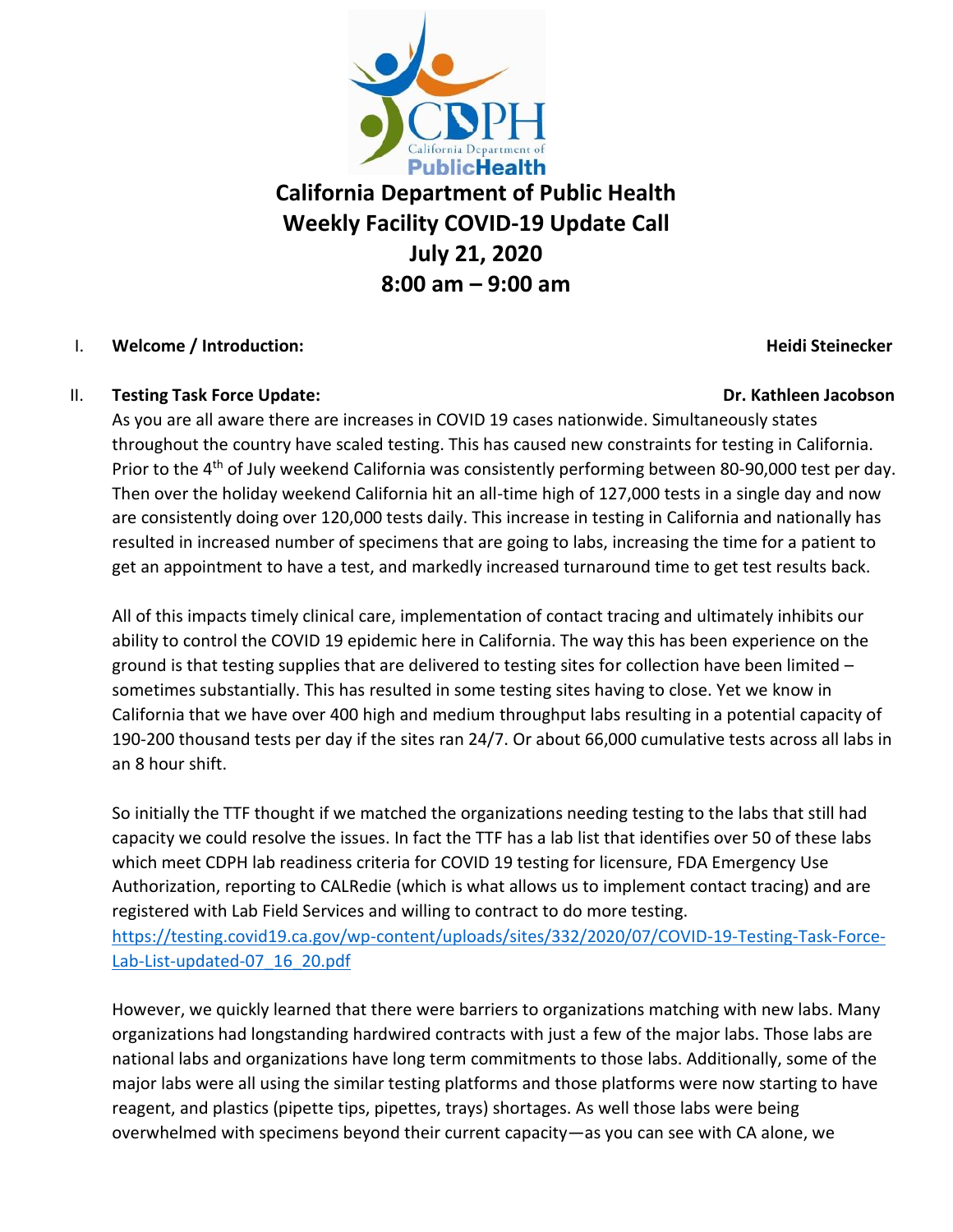# California Department of Public Health
# Weekly Facility COVID-19 Update Call
# July 21, 2020
# 8:00 am – 9:00 am

I. **Welcome / Introduction:** **Heidi Steinecker**

II. **Testing Task Force Update:** **Dr. Kathleen Jacobson**

As you are all aware there are increases in COVID 19 cases nationwide. Simultaneously states throughout the country have scaled testing. This has caused new constraints for testing in California. Prior to the 4th of July weekend California was consistently performing between 80-90,000 test per day. Then over the holiday weekend California hit an all-time high of 127,000 tests in a single day and now are consistently doing over 120,000 tests daily. This increase in testing in California and nationally has resulted in increased number of specimens that are going to labs, increasing the time for a patient to get an appointment to have a test, and markedly increased turnaround time to get test results back.

All of this impacts timely clinical care, implementation of contact tracing and ultimately inhibits our ability to control the COVID 19 epidemic here in California. The way this has been experience on the ground is that testing supplies that are delivered to testing sites for collection have been limited – sometimes substantially. This has resulted in some testing sites having to close. Yet we know in California that we have over 400 high and medium throughput labs resulting in a potential capacity of 190-200 thousand tests per day if the sites ran 24/7. Or about 66,000 cumulative tests across all labs in an 8 hour shift.

So initially the TTF thought if we matched the organizations needing testing to the labs that still had capacity we could resolve the issues. In fact the TTF has a lab list that identifies over 50 of these labs which meet CDPH lab readiness criteria for COVID 19 testing for licensure, FDA Emergency Use Authorization, reporting to CALRedie (which is what allows us to implement contact tracing) and are registered with Lab Field Services and willing to contract to do more testing.
https://testing.covid19.ca.gov/wp-content/uploads/sites/332/2020/07/COVID-19-Testing-Task-Force-Lab-List-updated-07_16_20.pdf

However, we quickly learned that there were barriers to organizations matching with new labs. Many organizations had longstanding hardwired contracts with just a few of the major labs. Those labs are national labs and organizations have long term commitments to those labs. Additionally, some of the major labs were all using the similar testing platforms and those platforms were now starting to have reagent, and plastics (pipette tips, pipettes, trays) shortages. As well those labs were being overwhelmed with specimens beyond their current capacity—as you can see with CA alone, we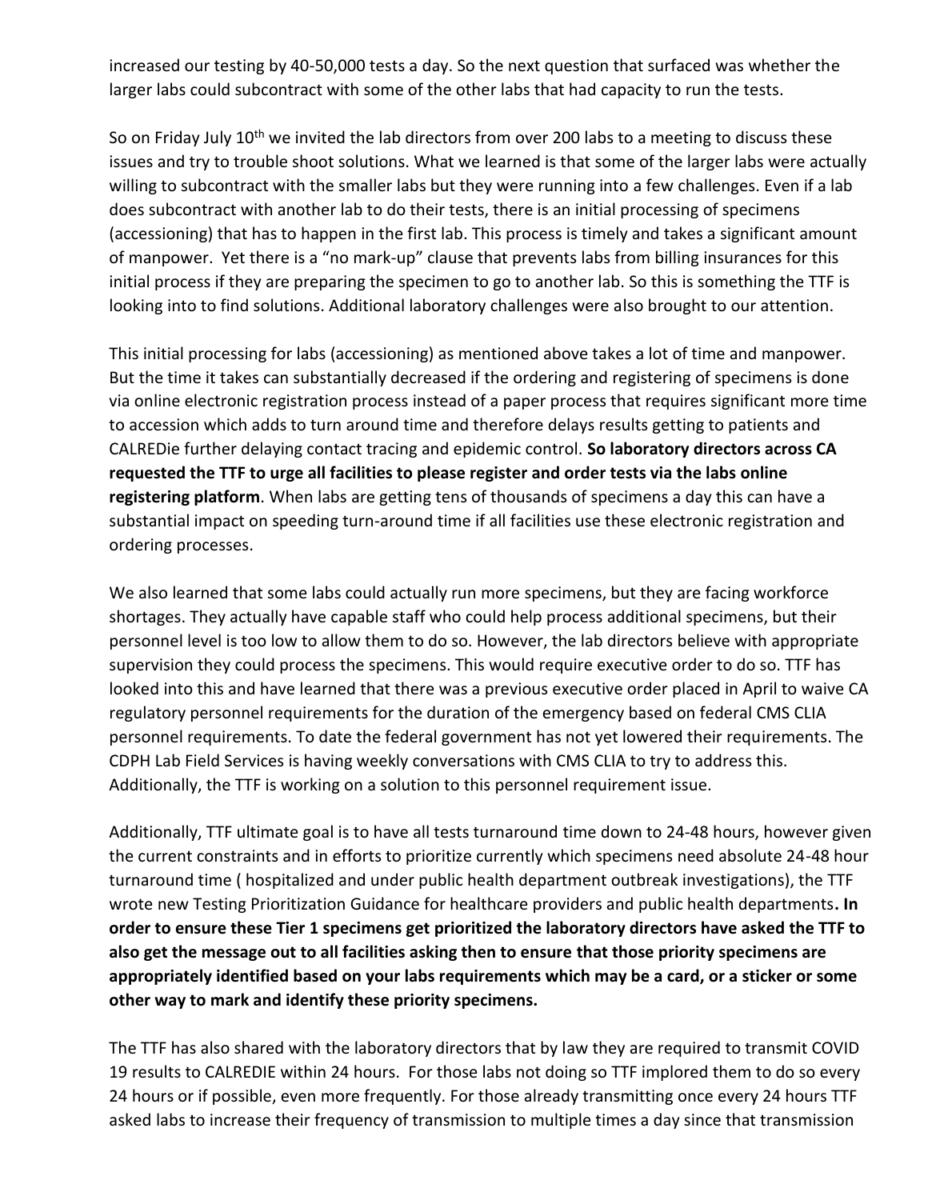increased our testing by 40-50,000 tests a day. So the next question that surfaced was whether the larger labs could subcontract with some of the other labs that had capacity to run the tests.

So on Friday July 10th we invited the lab directors from over 200 labs to a meeting to discuss these issues and try to trouble shoot solutions. What we learned is that some of the larger labs were actually willing to subcontract with the smaller labs but they were running into a few challenges. Even if a lab does subcontract with another lab to do their tests, there is an initial processing of specimens (accessioning) that has to happen in the first lab. This process is timely and takes a significant amount of manpower. Yet there is a "no mark-up" clause that prevents labs from billing insurances for this initial process if they are preparing the specimen to go to another lab. So this is something the TTF is looking into to find solutions. Additional laboratory challenges were also brought to our attention.

This initial processing for labs (accessioning) as mentioned above takes a lot of time and manpower. But the time it takes can substantially decreased if the ordering and registering of specimens is done via online electronic registration process instead of a paper process that requires significant more time to accession which adds to turn around time and therefore delays results getting to patients and CALREDie further delaying contact tracing and epidemic control. **So laboratory directors across CA requested the TTF to urge all facilities to please register and order tests via the labs online registering platform**. When labs are getting tens of thousands of specimens a day this can have a substantial impact on speeding turn-around time if all facilities use these electronic registration and ordering processes.

We also learned that some labs could actually run more specimens, but they are facing workforce shortages. They actually have capable staff who could help process additional specimens, but their personnel level is too low to allow them to do so. However, the lab directors believe with appropriate supervision they could process the specimens. This would require executive order to do so. TTF has looked into this and have learned that there was a previous executive order placed in April to waive CA regulatory personnel requirements for the duration of the emergency based on federal CMS CLIA personnel requirements. To date the federal government has not yet lowered their requirements. The CDPH Lab Field Services is having weekly conversations with CMS CLIA to try to address this. Additionally, the TTF is working on a solution to this personnel requirement issue.

Additionally, TTF ultimate goal is to have all tests turnaround time down to 24-48 hours, however given the current constraints and in efforts to prioritize currently which specimens need absolute 24-48 hour turnaround time ( hospitalized and under public health department outbreak investigations), the TTF wrote new Testing Prioritization Guidance for healthcare providers and public health departments**. In order to ensure these Tier 1 specimens get prioritized the laboratory directors have asked the TTF to also get the message out to all facilities asking then to ensure that those priority specimens are appropriately identified based on your labs requirements which may be a card, or a sticker or some other way to mark and identify these priority specimens.**

The TTF has also shared with the laboratory directors that by law they are required to transmit COVID 19 results to CALREDIE within 24 hours. For those labs not doing so TTF implored them to do so every 24 hours or if possible, even more frequently. For those already transmitting once every 24 hours TTF asked labs to increase their frequency of transmission to multiple times a day since that transmission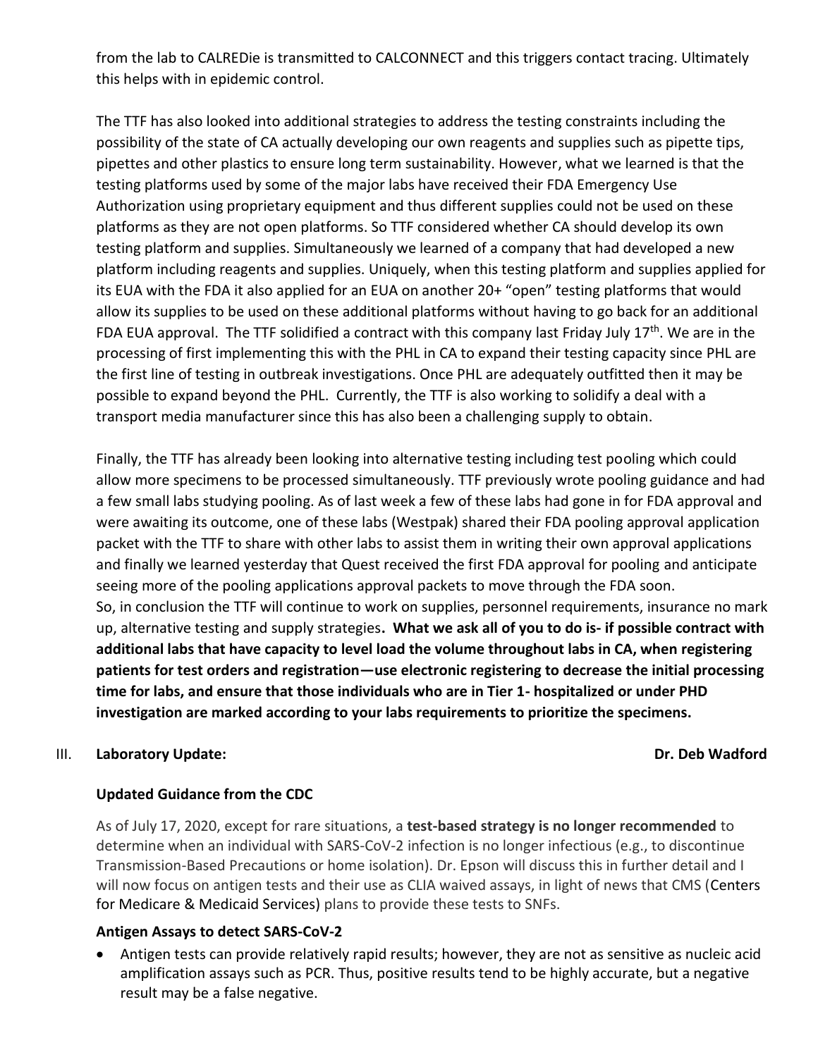from the lab to CALREDie is transmitted to CALCONNECT and this triggers contact tracing. Ultimately this helps with in epidemic control.

The TTF has also looked into additional strategies to address the testing constraints including the possibility of the state of CA actually developing our own reagents and supplies such as pipette tips, pipettes and other plastics to ensure long term sustainability. However, what we learned is that the testing platforms used by some of the major labs have received their FDA Emergency Use Authorization using proprietary equipment and thus different supplies could not be used on these platforms as they are not open platforms. So TTF considered whether CA should develop its own testing platform and supplies. Simultaneously we learned of a company that had developed a new platform including reagents and supplies. Uniquely, when this testing platform and supplies applied for its EUA with the FDA it also applied for an EUA on another 20+ "open" testing platforms that would allow its supplies to be used on these additional platforms without having to go back for an additional FDA EUA approval. The TTF solidified a contract with this company last Friday July 17th. We are in the processing of first implementing this with the PHL in CA to expand their testing capacity since PHL are the first line of testing in outbreak investigations. Once PHL are adequately outfitted then it may be possible to expand beyond the PHL. Currently, the TTF is also working to solidify a deal with a transport media manufacturer since this has also been a challenging supply to obtain.

Finally, the TTF has already been looking into alternative testing including test pooling which could allow more specimens to be processed simultaneously. TTF previously wrote pooling guidance and had a few small labs studying pooling. As of last week a few of these labs had gone in for FDA approval and were awaiting its outcome, one of these labs (Westpak) shared their FDA pooling approval application packet with the TTF to share with other labs to assist them in writing their own approval applications and finally we learned yesterday that Quest received the first FDA approval for pooling and anticipate seeing more of the pooling applications approval packets to move through the FDA soon.
So, in conclusion the TTF will continue to work on supplies, personnel requirements, insurance no mark up, alternative testing and supply strategies. **What we ask all of you to do is- if possible contract with additional labs that have capacity to level load the volume throughout labs in CA, when registering patients for test orders and registration—use electronic registering to decrease the initial processing time for labs, and ensure that those individuals who are in Tier 1- hospitalized or under PHD investigation are marked according to your labs requirements to prioritize the specimens.**

## III. Laboratory Update: Dr. Deb Wadford

### Updated Guidance from the CDC

As of July 17, 2020, except for rare situations, a **test-based strategy is no longer recommended** to determine when an individual with SARS-CoV-2 infection is no longer infectious (e.g., to discontinue Transmission-Based Precautions or home isolation). Dr. Epson will discuss this in further detail and I will now focus on antigen tests and their use as CLIA waived assays, in light of news that CMS (Centers for Medicare & Medicaid Services) plans to provide these tests to SNFs.

### Antigen Assays to detect SARS-CoV-2

- Antigen tests can provide relatively rapid results; however, they are not as sensitive as nucleic acid amplification assays such as PCR. Thus, positive results tend to be highly accurate, but a negative result may be a false negative.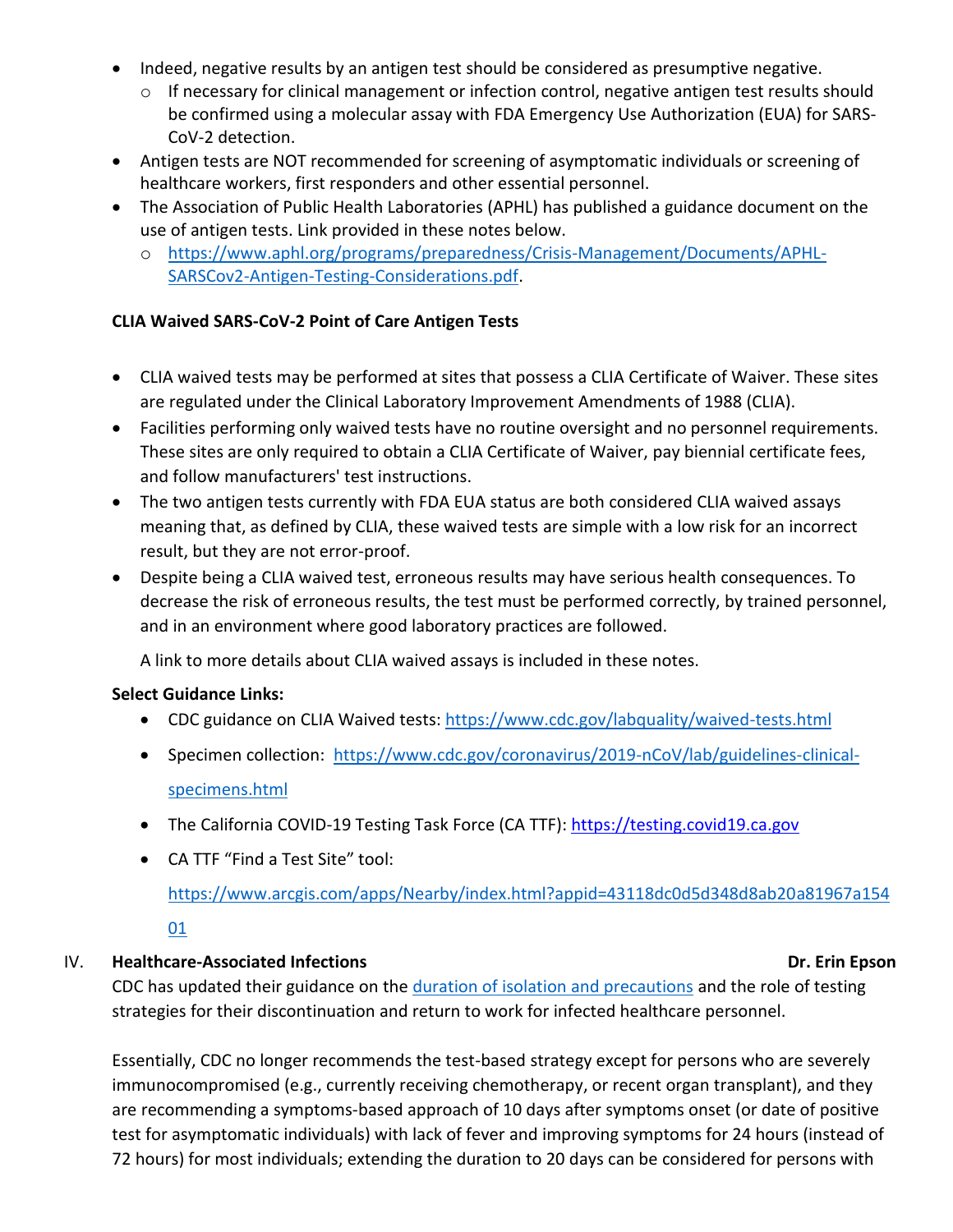- Indeed, negative results by an antigen test should be considered as presumptive negative.
    - If necessary for clinical management or infection control, negative antigen test results should be confirmed using a molecular assay with FDA Emergency Use Authorization (EUA) for SARS-CoV-2 detection.
- Antigen tests are NOT recommended for screening of asymptomatic individuals or screening of healthcare workers, first responders and other essential personnel.
- The Association of Public Health Laboratories (APHL) has published a guidance document on the use of antigen tests. Link provided in these notes below.
    - [https://www.aphl.org/programs/preparedness/Crisis-Management/Documents/APHL-SARSCov2-Antigen-Testing-Considerations.pdf](https://www.aphl.org/programs/preparedness/Crisis-Management/Documents/APHL-SARSCov2-Antigen-Testing-Considerations.pdf).

**CLIA Waived SARS-CoV-2 Point of Care Antigen Tests**

- CLIA waived tests may be performed at sites that possess a CLIA Certificate of Waiver. These sites are regulated under the Clinical Laboratory Improvement Amendments of 1988 (CLIA).
- Facilities performing only waived tests have no routine oversight and no personnel requirements. These sites are only required to obtain a CLIA Certificate of Waiver, pay biennial certificate fees, and follow manufacturers' test instructions.
- The two antigen tests currently with FDA EUA status are both considered CLIA waived assays meaning that, as defined by CLIA, these waived tests are simple with a low risk for an incorrect result, but they are not error-proof.
- Despite being a CLIA waived test, erroneous results may have serious health consequences. To decrease the risk of erroneous results, the test must be performed correctly, by trained personnel, and in an environment where good laboratory practices are followed.

  A link to more details about CLIA waived assays is included in these notes.

**Select Guidance Links:**

- CDC guidance on CLIA Waived tests: [https://www.cdc.gov/labquality/waived-tests.html](https://www.cdc.gov/labquality/waived-tests.html)
- Specimen collection: [https://www.cdc.gov/coronavirus/2019-nCoV/lab/guidelines-clinical-specimens.html](https://www.cdc.gov/coronavirus/2019-nCoV/lab/guidelines-clinical-specimens.html)
- The California COVID-19 Testing Task Force (CA TTF): [https://testing.covid19.ca.gov](https://testing.covid19.ca.gov)
- CA TTF "Find a Test Site" tool: [https://www.arcgis.com/apps/Nearby/index.html?appid=43118dc0d5d348d8ab20a81967a15401](https://www.arcgis.com/apps/Nearby/index.html?appid=43118dc0d5d348d8ab20a81967a15401)

## IV. Healthcare-Associated Infections — Dr. Erin Epson

CDC has updated their guidance on the duration of isolation and precautions and the role of testing strategies for their discontinuation and return to work for infected healthcare personnel.

Essentially, CDC no longer recommends the test-based strategy except for persons who are severely immunocompromised (e.g., currently receiving chemotherapy, or recent organ transplant), and they are recommending a symptoms-based approach of 10 days after symptoms onset (or date of positive test for asymptomatic individuals) with lack of fever and improving symptoms for 24 hours (instead of 72 hours) for most individuals; extending the duration to 20 days can be considered for persons with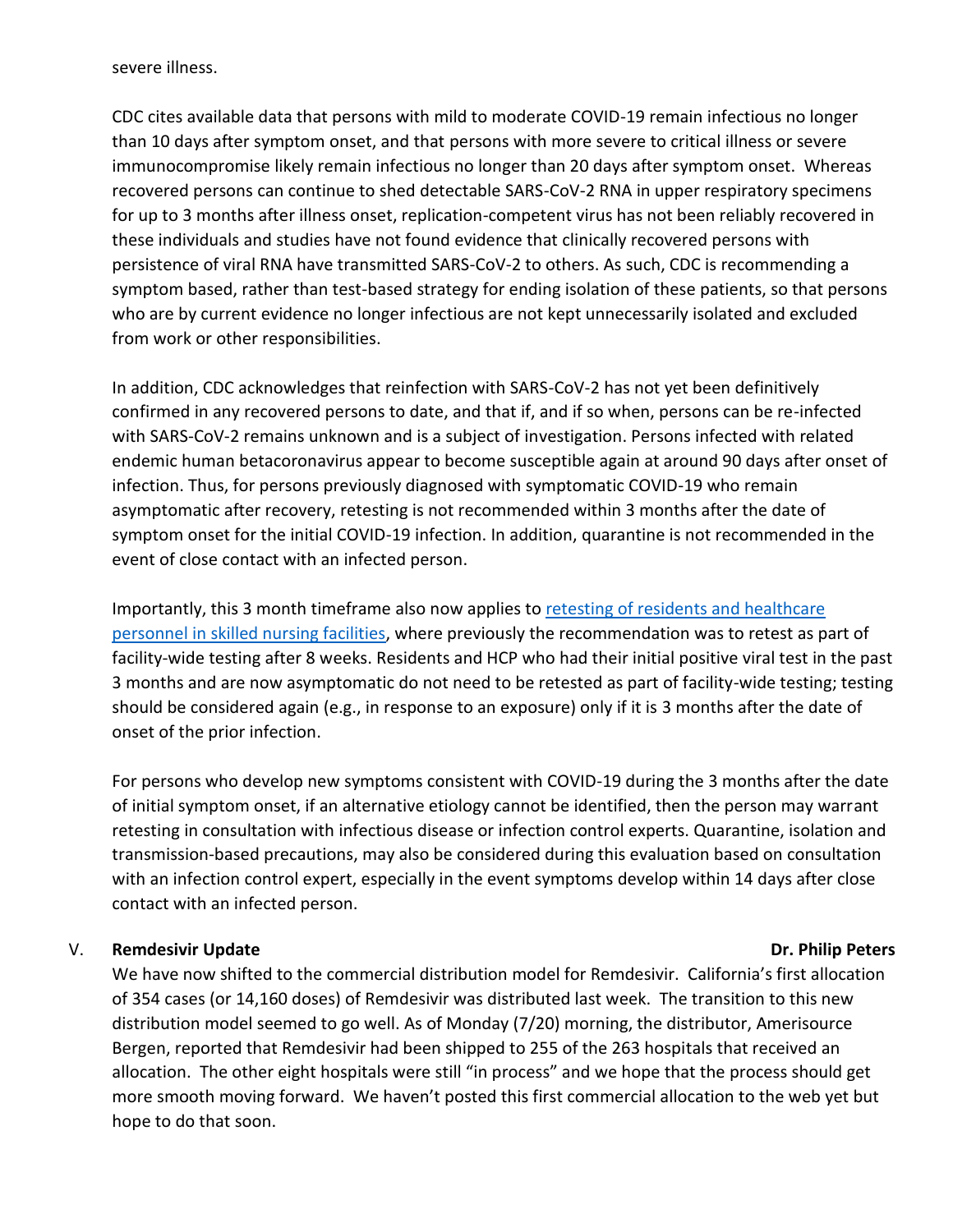severe illness.

CDC cites available data that persons with mild to moderate COVID-19 remain infectious no longer than 10 days after symptom onset, and that persons with more severe to critical illness or severe immunocompromise likely remain infectious no longer than 20 days after symptom onset. Whereas recovered persons can continue to shed detectable SARS-CoV-2 RNA in upper respiratory specimens for up to 3 months after illness onset, replication-competent virus has not been reliably recovered in these individuals and studies have not found evidence that clinically recovered persons with persistence of viral RNA have transmitted SARS-CoV-2 to others. As such, CDC is recommending a symptom based, rather than test-based strategy for ending isolation of these patients, so that persons who are by current evidence no longer infectious are not kept unnecessarily isolated and excluded from work or other responsibilities.

In addition, CDC acknowledges that reinfection with SARS-CoV-2 has not yet been definitively confirmed in any recovered persons to date, and that if, and if so when, persons can be re-infected with SARS-CoV-2 remains unknown and is a subject of investigation. Persons infected with related endemic human betacoronavirus appear to become susceptible again at around 90 days after onset of infection. Thus, for persons previously diagnosed with symptomatic COVID-19 who remain asymptomatic after recovery, retesting is not recommended within 3 months after the date of symptom onset for the initial COVID-19 infection. In addition, quarantine is not recommended in the event of close contact with an infected person.

Importantly, this 3 month timeframe also now applies to [retesting of residents and healthcare personnel in skilled nursing facilities](), where previously the recommendation was to retest as part of facility-wide testing after 8 weeks. Residents and HCP who had their initial positive viral test in the past 3 months and are now asymptomatic do not need to be retested as part of facility-wide testing; testing should be considered again (e.g., in response to an exposure) only if it is 3 months after the date of onset of the prior infection.

For persons who develop new symptoms consistent with COVID-19 during the 3 months after the date of initial symptom onset, if an alternative etiology cannot be identified, then the person may warrant retesting in consultation with infectious disease or infection control experts. Quarantine, isolation and transmission-based precautions, may also be considered during this evaluation based on consultation with an infection control expert, especially in the event symptoms develop within 14 days after close contact with an infected person.

## V. Remdesivir Update — Dr. Philip Peters

We have now shifted to the commercial distribution model for Remdesivir. California's first allocation of 354 cases (or 14,160 doses) of Remdesivir was distributed last week. The transition to this new distribution model seemed to go well. As of Monday (7/20) morning, the distributor, Amerisource Bergen, reported that Remdesivir had been shipped to 255 of the 263 hospitals that received an allocation. The other eight hospitals were still "in process" and we hope that the process should get more smooth moving forward. We haven't posted this first commercial allocation to the web yet but hope to do that soon.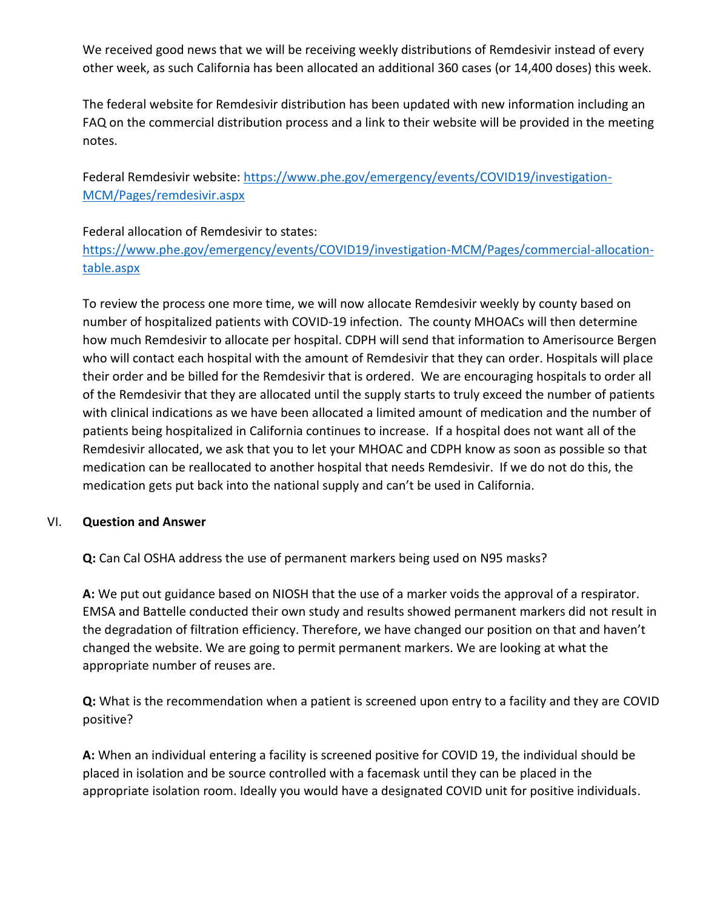We received good news that we will be receiving weekly distributions of Remdesivir instead of every other week, as such California has been allocated an additional 360 cases (or 14,400 doses) this week.

The federal website for Remdesivir distribution has been updated with new information including an FAQ on the commercial distribution process and a link to their website will be provided in the meeting notes.

Federal Remdesivir website: [https://www.phe.gov/emergency/events/COVID19/investigation-MCM/Pages/remdesivir.aspx](https://www.phe.gov/emergency/events/COVID19/investigation-MCM/Pages/remdesivir.aspx)

Federal allocation of Remdesivir to states:
[https://www.phe.gov/emergency/events/COVID19/investigation-MCM/Pages/commercial-allocation-table.aspx](https://www.phe.gov/emergency/events/COVID19/investigation-MCM/Pages/commercial-allocation-table.aspx)

To review the process one more time, we will now allocate Remdesivir weekly by county based on number of hospitalized patients with COVID-19 infection. The county MHOACs will then determine how much Remdesivir to allocate per hospital. CDPH will send that information to Amerisource Bergen who will contact each hospital with the amount of Remdesivir that they can order. Hospitals will place their order and be billed for the Remdesivir that is ordered. We are encouraging hospitals to order all of the Remdesivir that they are allocated until the supply starts to truly exceed the number of patients with clinical indications as we have been allocated a limited amount of medication and the number of patients being hospitalized in California continues to increase. If a hospital does not want all of the Remdesivir allocated, we ask that you to let your MHOAC and CDPH know as soon as possible so that medication can be reallocated to another hospital that needs Remdesivir. If we do not do this, the medication gets put back into the national supply and can't be used in California.

## VI. Question and Answer

**Q:** Can Cal OSHA address the use of permanent markers being used on N95 masks?

**A:** We put out guidance based on NIOSH that the use of a marker voids the approval of a respirator. EMSA and Battelle conducted their own study and results showed permanent markers did not result in the degradation of filtration efficiency. Therefore, we have changed our position on that and haven't changed the website. We are going to permit permanent markers. We are looking at what the appropriate number of reuses are.

**Q:** What is the recommendation when a patient is screened upon entry to a facility and they are COVID positive?

**A:** When an individual entering a facility is screened positive for COVID 19, the individual should be placed in isolation and be source controlled with a facemask until they can be placed in the appropriate isolation room. Ideally you would have a designated COVID unit for positive individuals.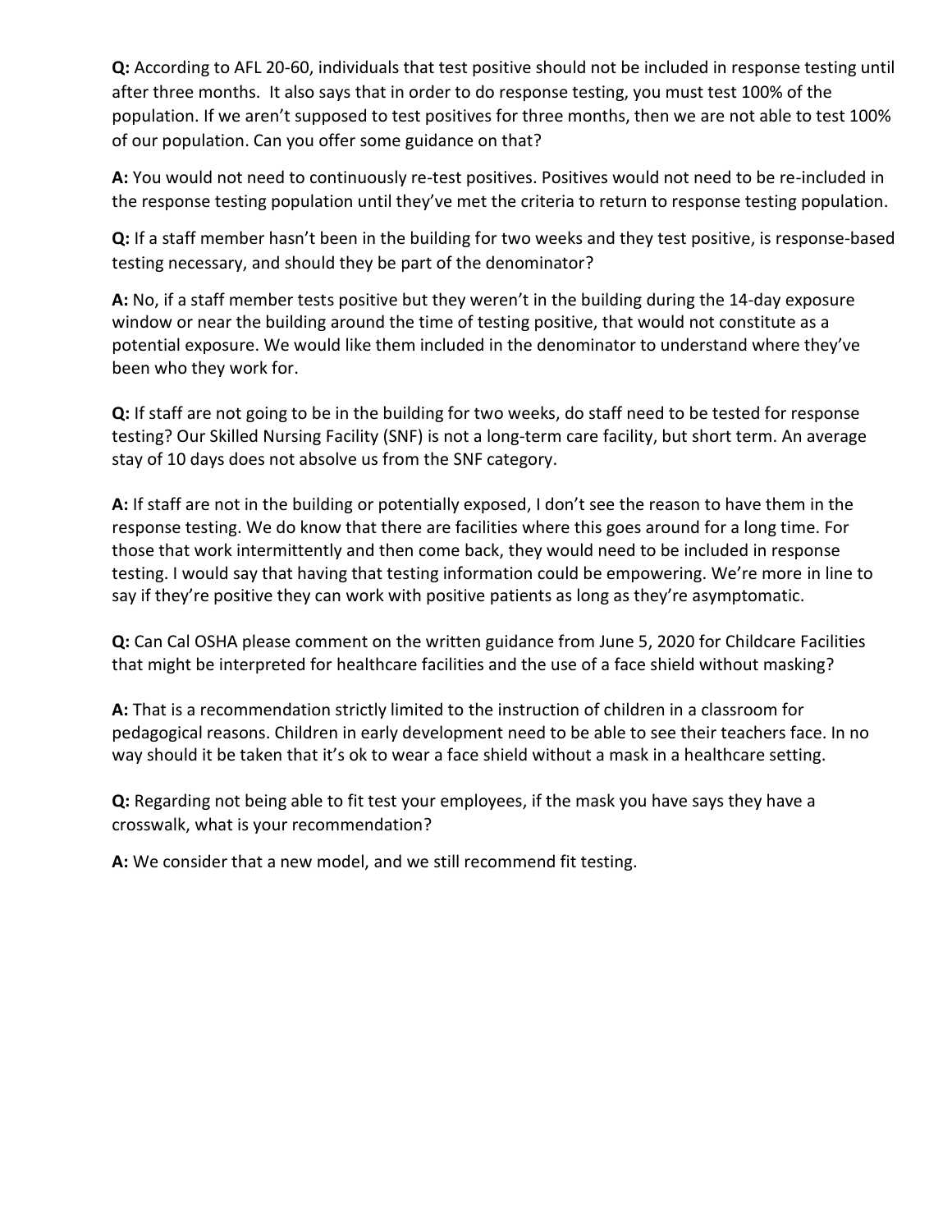**Q:** According to AFL 20-60, individuals that test positive should not be included in response testing until after three months. It also says that in order to do response testing, you must test 100% of the population. If we aren't supposed to test positives for three months, then we are not able to test 100% of our population. Can you offer some guidance on that?

**A:** You would not need to continuously re-test positives. Positives would not need to be re-included in the response testing population until they've met the criteria to return to response testing population.

**Q:** If a staff member hasn't been in the building for two weeks and they test positive, is response-based testing necessary, and should they be part of the denominator?

**A:** No, if a staff member tests positive but they weren't in the building during the 14-day exposure window or near the building around the time of testing positive, that would not constitute as a potential exposure. We would like them included in the denominator to understand where they've been who they work for.

**Q:** If staff are not going to be in the building for two weeks, do staff need to be tested for response testing? Our Skilled Nursing Facility (SNF) is not a long-term care facility, but short term. An average stay of 10 days does not absolve us from the SNF category.

**A:** If staff are not in the building or potentially exposed, I don't see the reason to have them in the response testing. We do know that there are facilities where this goes around for a long time. For those that work intermittently and then come back, they would need to be included in response testing. I would say that having that testing information could be empowering. We're more in line to say if they're positive they can work with positive patients as long as they're asymptomatic.

**Q:** Can Cal OSHA please comment on the written guidance from June 5, 2020 for Childcare Facilities that might be interpreted for healthcare facilities and the use of a face shield without masking?

**A:** That is a recommendation strictly limited to the instruction of children in a classroom for pedagogical reasons. Children in early development need to be able to see their teachers face. In no way should it be taken that it's ok to wear a face shield without a mask in a healthcare setting.

**Q:** Regarding not being able to fit test your employees, if the mask you have says they have a crosswalk, what is your recommendation?

**A:** We consider that a new model, and we still recommend fit testing.